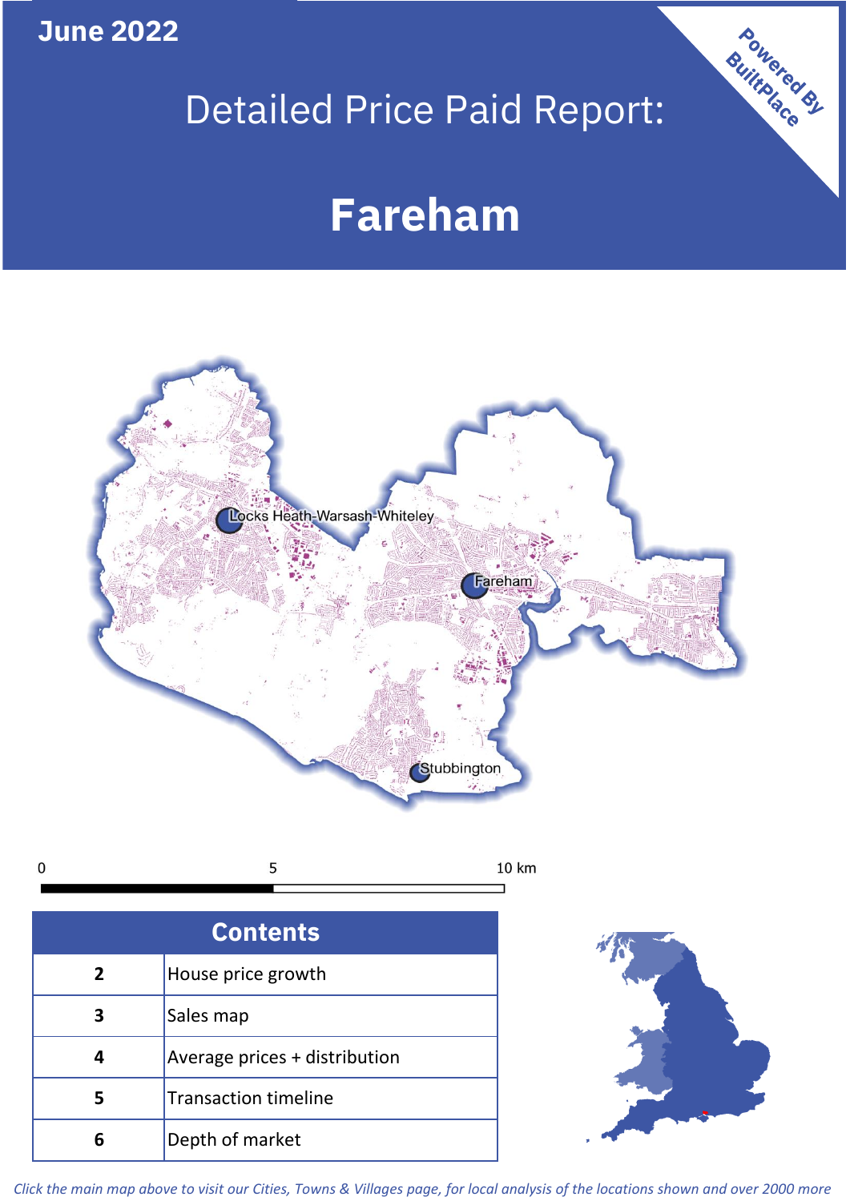June 2022

# Detailed Price Paid Report:

# Fareham

Powered By BuiltPlace

Locks Heath-Warsash-Whiteley

Fareham

Stubbington

0 5 10 km

| Contents | |
|---|---|
| 2 | House price growth |
| 3 | Sales map |
| 4 | Average prices + distribution |
| 5 | Transaction timeline |
| 6 | Depth of market |

*Click the main map above to visit our Cities, Towns & Villages page, for local analysis of the locations shown and over 2000 more*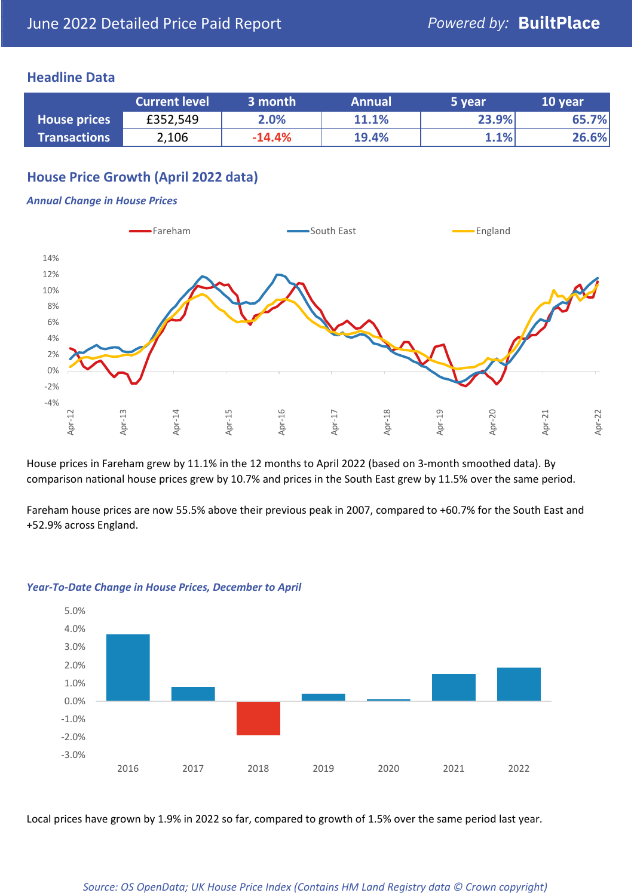## Headline Data

| | Current level | 3 month | Annual | 5 year | 10 year |
|---|---|---|---|---|---|
| **House prices** | £352,549 | 2.0% | 11.1% | 23.9% | 65.7% |
| **Transactions** | 2,106 | -14.4% | 19.4% | 1.1% | 26.6% |

## House Price Growth (April 2022 data)

### *Annual Change in House Prices*

House prices in Fareham grew by 11.1% in the 12 months to April 2022 (based on 3-month smoothed data). By comparison national house prices grew by 10.7% and prices in the South East grew by 11.5% over the same period.

Fareham house prices are now 55.5% above their previous peak in 2007, compared to +60.7% for the South East and +52.9% across England.

### *Year-To-Date Change in House Prices, December to April*

Local prices have grown by 1.9% in 2022 so far, compared to growth of 1.5% over the same period last year.

*Source: OS OpenData; UK House Price Index (Contains HM Land Registry data © Crown copyright)*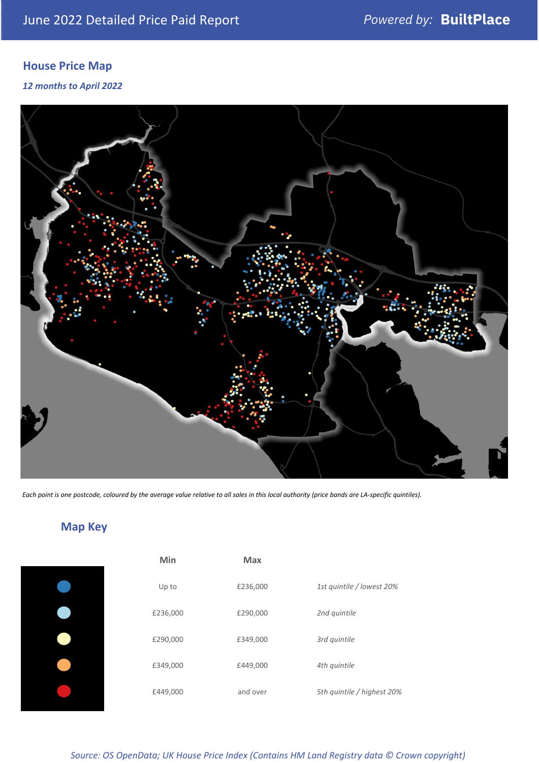## House Price Map

*12 months to April 2022*

*Each point is one postcode, coloured by the average value relative to all sales in this local authority (price bands are LA-specific quintiles).*

## Map Key

| Min | Max | |
|---|---|---|
| Up to | £236,000 | *1st quintile / lowest 20%* |
| £236,000 | £290,000 | *2nd quintile* |
| £290,000 | £349,000 | *3rd quintile* |
| £349,000 | £449,000 | *4th quintile* |
| £449,000 | and over | *5th quintile / highest 20%* |

*Source: OS OpenData; UK House Price Index (Contains HM Land Registry data © Crown copyright)*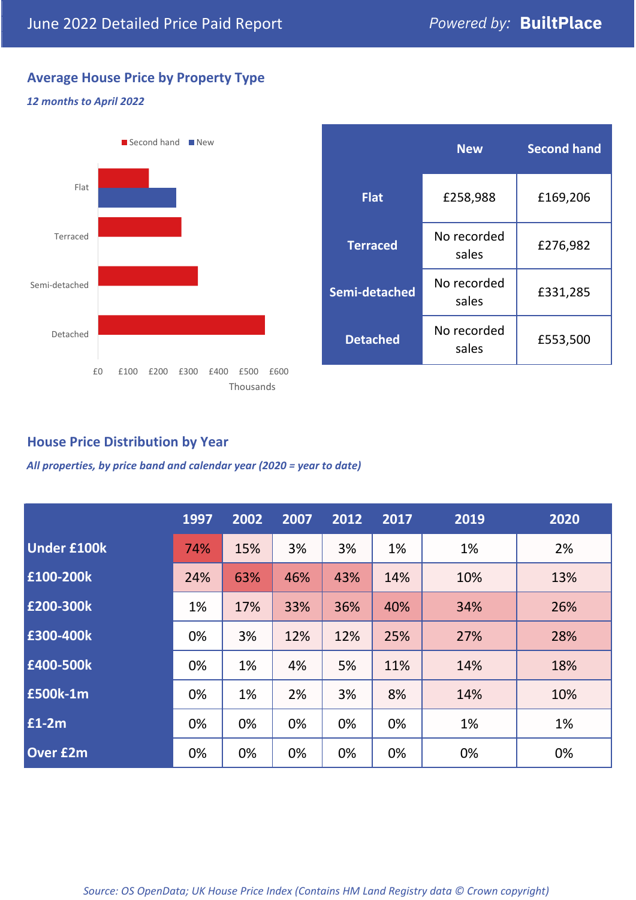June 2022 Detailed Price Paid Report — *Powered by:* **BuiltPlace**

## Average House Price by Property Type

*12 months to April 2022*

Second hand | New

Flat

Terraced

Semi-detached

Detached

£0 £100 £200 £300 £400 £500 £600

Thousands

| | New | Second hand |
|---|---|---|
| **Flat** | £258,988 | £169,206 |
| **Terraced** | No recorded sales | £276,982 |
| **Semi-detached** | No recorded sales | £331,285 |
| **Detached** | No recorded sales | £553,500 |

## House Price Distribution by Year

*All properties, by price band and calendar year (2020 = year to date)*

| | 1997 | 2002 | 2007 | 2012 | 2017 | 2019 | 2020 |
|---|---|---|---|---|---|---|---|
| **Under £100k** | 74% | 15% | 3% | 3% | 1% | 1% | 2% |
| **£100-200k** | 24% | 63% | 46% | 43% | 14% | 10% | 13% |
| **£200-300k** | 1% | 17% | 33% | 36% | 40% | 34% | 26% |
| **£300-400k** | 0% | 3% | 12% | 12% | 25% | 27% | 28% |
| **£400-500k** | 0% | 1% | 4% | 5% | 11% | 14% | 18% |
| **£500k-1m** | 0% | 1% | 2% | 3% | 8% | 14% | 10% |
| **£1-2m** | 0% | 0% | 0% | 0% | 0% | 1% | 1% |
| **Over £2m** | 0% | 0% | 0% | 0% | 0% | 0% | 0% |

*Source: OS OpenData; UK House Price Index (Contains HM Land Registry data © Crown copyright)*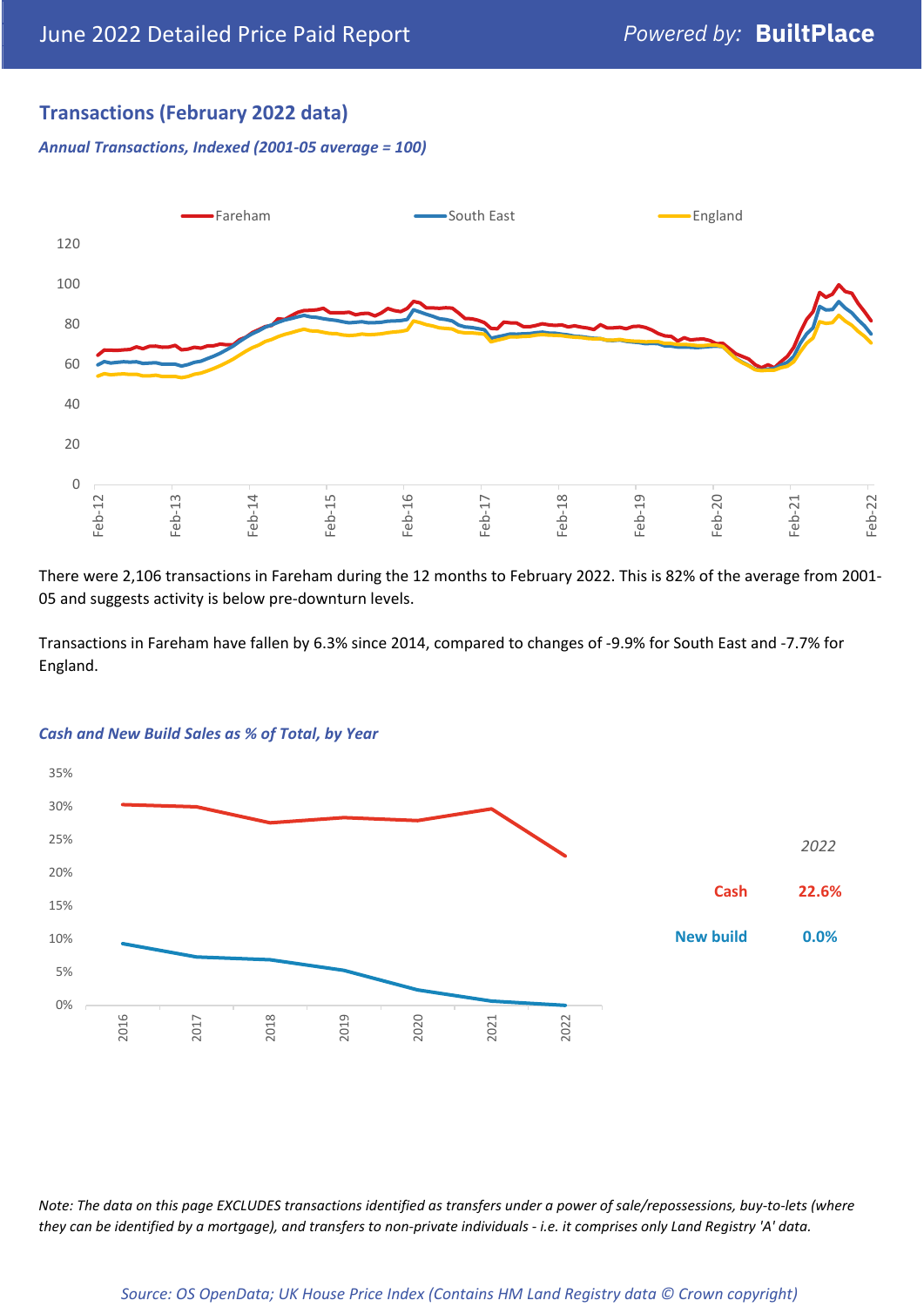## Transactions (February 2022 data)

*Annual Transactions, Indexed (2001-05 average = 100)*

There were 2,106 transactions in Fareham during the 12 months to February 2022. This is 82% of the average from 2001-05 and suggests activity is below pre-downturn levels.

Transactions in Fareham have fallen by 6.3% since 2014, compared to changes of -9.9% for South East and -7.7% for England.

*Cash and New Build Sales as % of Total, by Year*

| *2022* | |
|---|---|
| Cash | 22.6% |
| New build | 0.0% |

*Note: The data on this page EXCLUDES transactions identified as transfers under a power of sale/repossessions, buy-to-lets (where they can be identified by a mortgage), and transfers to non-private individuals - i.e. it comprises only Land Registry 'A' data.*

*Source: OS OpenData; UK House Price Index (Contains HM Land Registry data © Crown copyright)*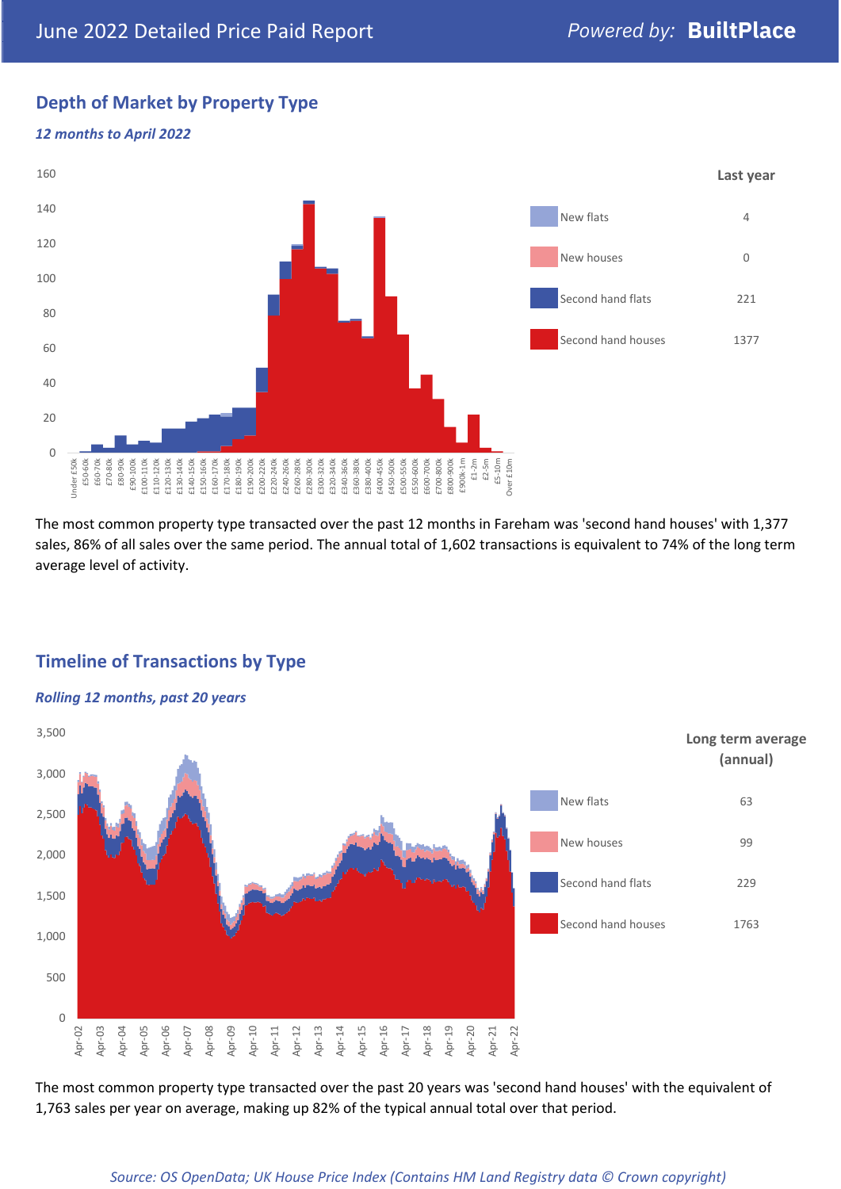June 2022 Detailed Price Paid Report

Powered by: **BuiltPlace**

## Depth of Market by Property Type

*12 months to April 2022*

160
140
120
100
80
60
40
20
0

Under £50k, £50-60k, £60-70k, £70-80k, £80-90k, £90-100k, £100-110k, £110-120k, £120-130k, £130-140k, £140-150k, £150-160k, £160-170k, £170-180k, £180-190k, £190-200k, £200-220k, £220-240k, £240-260k, £260-280k, £280-300k, £300-320k, £320-340k, £340-360k, £360-380k, £380-400k, £400-450k, £450-500k, £500-550k, £550-600k, £600-700k, £700-800k, £800-900k, £900k-1m, £1-2m, £2-5m, £5-10m, Over £10m

**Last year**

New flats 4

New houses 0

Second hand flats 221

Second hand houses 1377

The most common property type transacted over the past 12 months in Fareham was 'second hand houses' with 1,377 sales, 86% of all sales over the same period. The annual total of 1,602 transactions is equivalent to 74% of the long term average level of activity.

## Timeline of Transactions by Type

*Rolling 12 months, past 20 years*

3,500
3,000
2,500
2,000
1,500
1,000
500
0

Apr-02, Apr-03, Apr-04, Apr-05, Apr-06, Apr-07, Apr-08, Apr-09, Apr-10, Apr-11, Apr-12, Apr-13, Apr-14, Apr-15, Apr-16, Apr-17, Apr-18, Apr-19, Apr-20, Apr-21, Apr-22

**Long term average (annual)**

New flats 63

New houses 99

Second hand flats 229

Second hand houses 1763

The most common property type transacted over the past 20 years was 'second hand houses' with the equivalent of 1,763 sales per year on average, making up 82% of the typical annual total over that period.

*Source: OS OpenData; UK House Price Index (Contains HM Land Registry data © Crown copyright)*